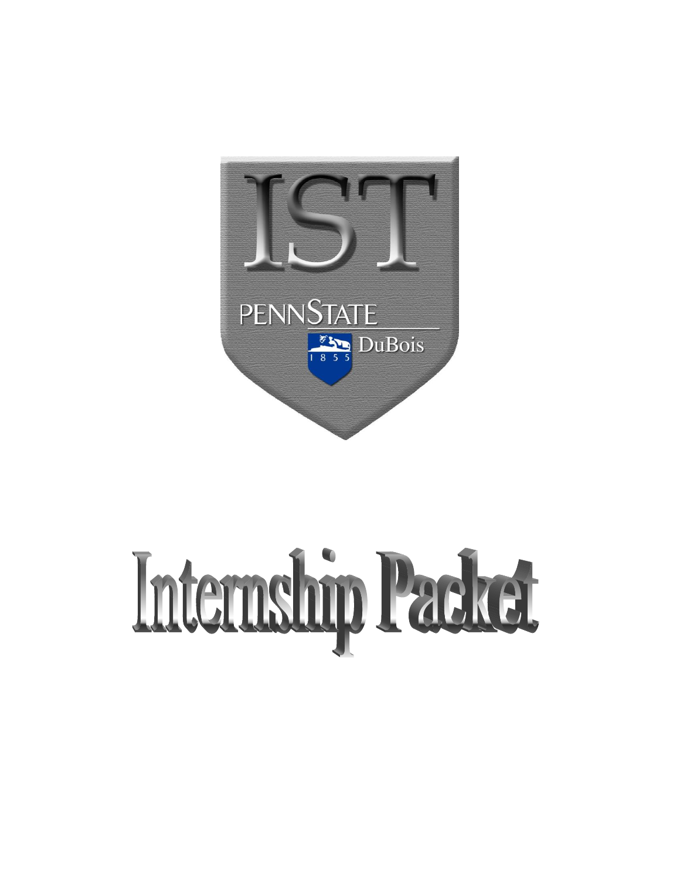IST

PENNSTATE

DuBois

1855

# Internship Packet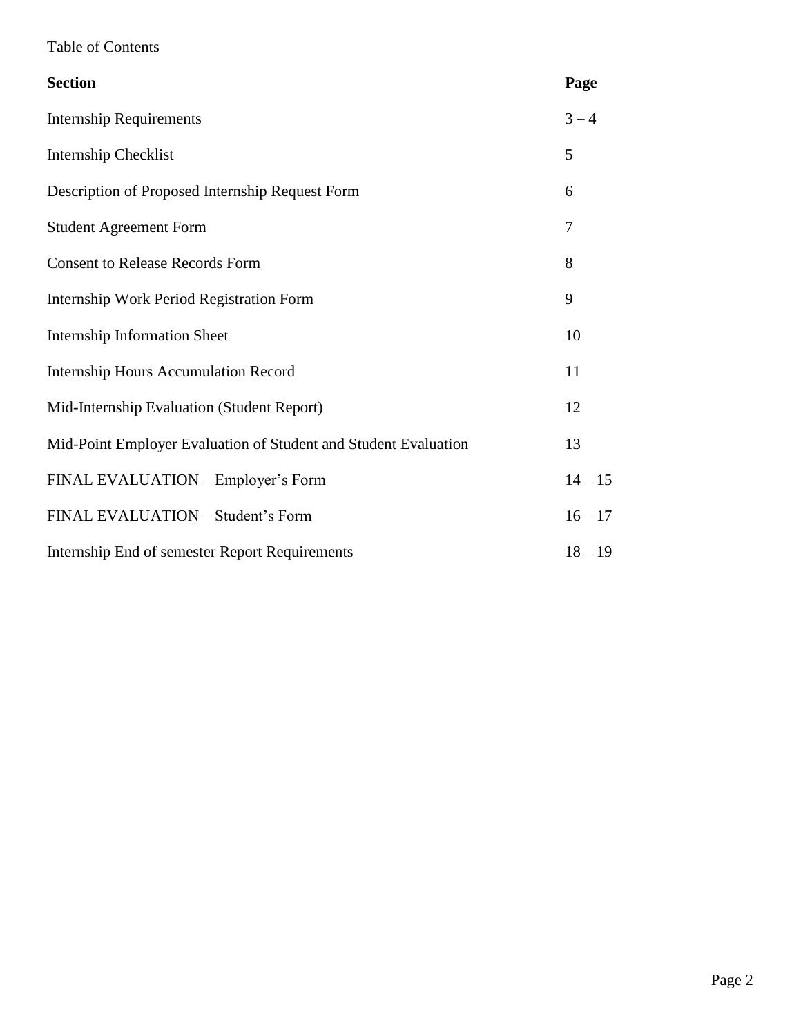Table of Contents

| Section | Page |
| --- | --- |
| Internship Requirements | 3 – 4 |
| Internship Checklist | 5 |
| Description of Proposed Internship Request Form | 6 |
| Student Agreement Form | 7 |
| Consent to Release Records Form | 8 |
| Internship Work Period Registration Form | 9 |
| Internship Information Sheet | 10 |
| Internship Hours Accumulation Record | 11 |
| Mid-Internship Evaluation (Student Report) | 12 |
| Mid-Point Employer Evaluation of Student and Student Evaluation | 13 |
| FINAL EVALUATION – Employer's Form | 14 – 15 |
| FINAL EVALUATION – Student's Form | 16 – 17 |
| Internship End of semester Report Requirements | 18 – 19 |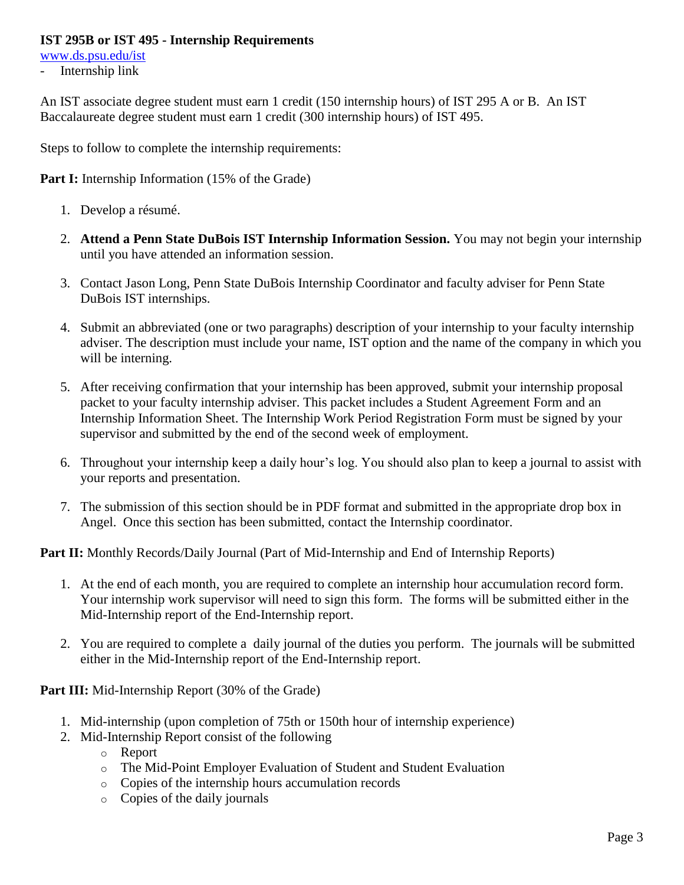**IST 295B or IST 495 - Internship Requirements**

www.ds.psu.edu/ist

- Internship link

An IST associate degree student must earn 1 credit (150 internship hours) of IST 295 A or B. An IST Baccalaureate degree student must earn 1 credit (300 internship hours) of IST 495.

Steps to follow to complete the internship requirements:

**Part I:** Internship Information (15% of the Grade)

1. Develop a résumé.
2. **Attend a Penn State DuBois IST Internship Information Session.** You may not begin your internship until you have attended an information session.
3. Contact Jason Long, Penn State DuBois Internship Coordinator and faculty adviser for Penn State DuBois IST internships.
4. Submit an abbreviated (one or two paragraphs) description of your internship to your faculty internship adviser. The description must include your name, IST option and the name of the company in which you will be interning.
5. After receiving confirmation that your internship has been approved, submit your internship proposal packet to your faculty internship adviser. This packet includes a Student Agreement Form and an Internship Information Sheet. The Internship Work Period Registration Form must be signed by your supervisor and submitted by the end of the second week of employment.
6. Throughout your internship keep a daily hour's log. You should also plan to keep a journal to assist with your reports and presentation.
7. The submission of this section should be in PDF format and submitted in the appropriate drop box in Angel. Once this section has been submitted, contact the Internship coordinator.

**Part II:** Monthly Records/Daily Journal (Part of Mid-Internship and End of Internship Reports)

1. At the end of each month, you are required to complete an internship hour accumulation record form. Your internship work supervisor will need to sign this form. The forms will be submitted either in the Mid-Internship report of the End-Internship report.
2. You are required to complete a daily journal of the duties you perform. The journals will be submitted either in the Mid-Internship report of the End-Internship report.

**Part III:** Mid-Internship Report (30% of the Grade)

1. Mid-internship (upon completion of 75th or 150th hour of internship experience)
2. Mid-Internship Report consist of the following
   - Report
   - The Mid-Point Employer Evaluation of Student and Student Evaluation
   - Copies of the internship hours accumulation records
   - Copies of the daily journals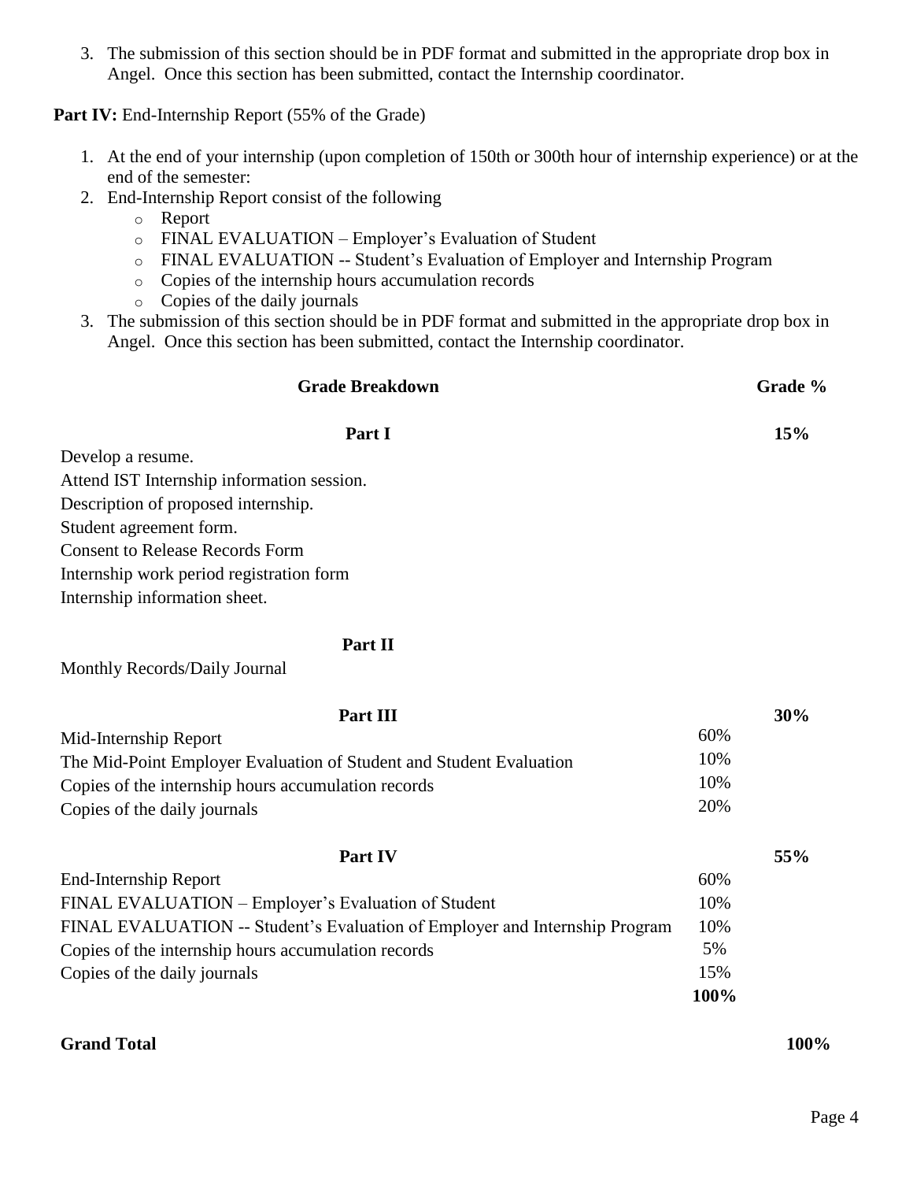3. The submission of this section should be in PDF format and submitted in the appropriate drop box in Angel. Once this section has been submitted, contact the Internship coordinator.

**Part IV:** End-Internship Report (55% of the Grade)

1. At the end of your internship (upon completion of 150th or 300th hour of internship experience) or at the end of the semester:
2. End-Internship Report consist of the following
   - Report
   - FINAL EVALUATION – Employer's Evaluation of Student
   - FINAL EVALUATION -- Student's Evaluation of Employer and Internship Program
   - Copies of the internship hours accumulation records
   - Copies of the daily journals
3. The submission of this section should be in PDF format and submitted in the appropriate drop box in Angel. Once this section has been submitted, contact the Internship coordinator.

| Grade Breakdown | | Grade % |
|---|---|---|
| **Part I** | | **15%** |
| Develop a resume. | | |
| Attend IST Internship information session. | | |
| Description of proposed internship. | | |
| Student agreement form. | | |
| Consent to Release Records Form | | |
| Internship work period registration form | | |
| Internship information sheet. | | |
| **Part II** | | |
| Monthly Records/Daily Journal | | |
| **Part III** | | **30%** |
| Mid-Internship Report | 60% | |
| The Mid-Point Employer Evaluation of Student and Student Evaluation | 10% | |
| Copies of the internship hours accumulation records | 10% | |
| Copies of the daily journals | 20% | |
| **Part IV** | | **55%** |
| End-Internship Report | 60% | |
| FINAL EVALUATION – Employer's Evaluation of Student | 10% | |
| FINAL EVALUATION -- Student's Evaluation of Employer and Internship Program | 10% | |
| Copies of the internship hours accumulation records | 5% | |
| Copies of the daily journals | 15% | |
| | **100%** | |
| **Grand Total** | | **100%** |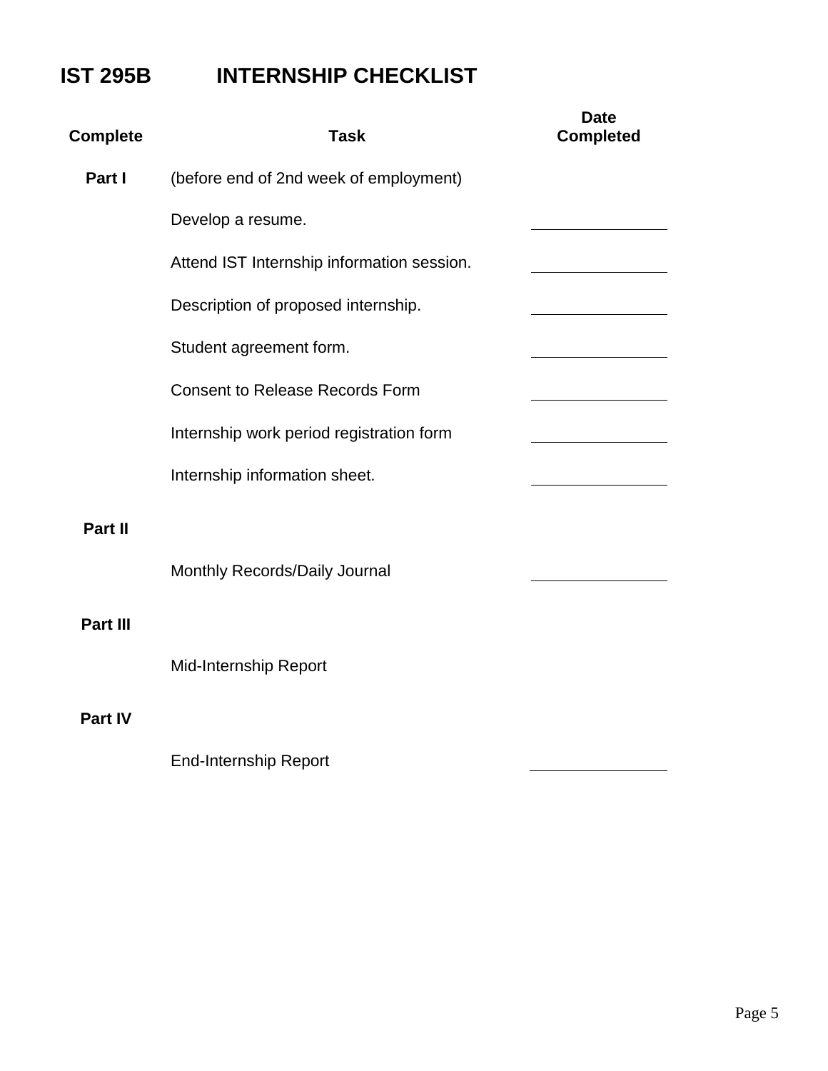# IST 295B INTERNSHIP CHECKLIST

| Complete | Task | Date Completed |
|---|---|---|
| **Part I** | (before end of 2nd week of employment) | |
| | Develop a resume. | ________ |
| | Attend IST Internship information session. | ________ |
| | Description of proposed internship. | ________ |
| | Student agreement form. | ________ |
| | Consent to Release Records Form | ________ |
| | Internship work period registration form | ________ |
| | Internship information sheet. | ________ |
| **Part II** | | |
| | Monthly Records/Daily Journal | ________ |
| **Part III** | | |
| | Mid-Internship Report | |
| **Part IV** | | |
| | End-Internship Report | ________ |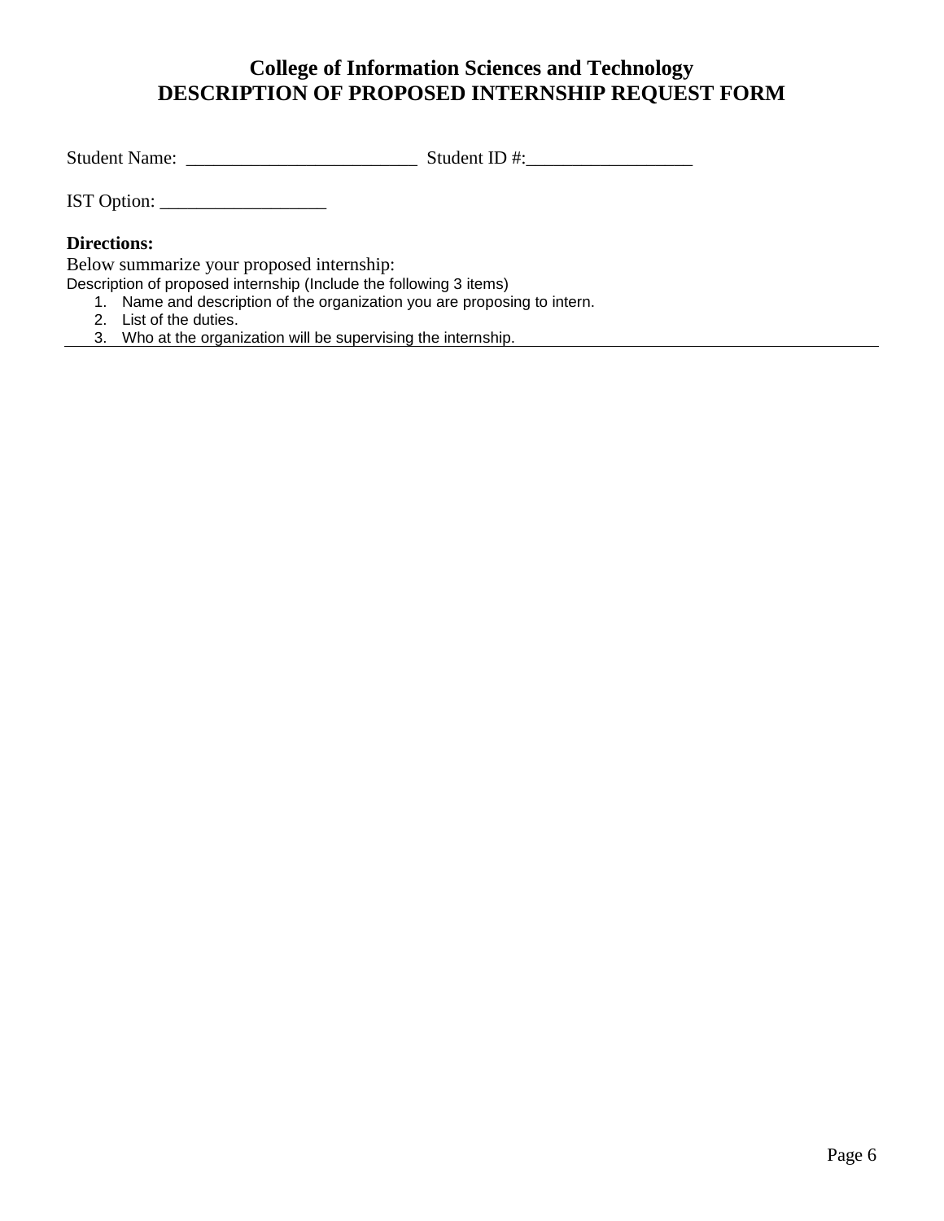# College of Information Sciences and Technology
# DESCRIPTION OF PROPOSED INTERNSHIP REQUEST FORM

Student Name: _________________________ Student ID #:_________________

IST Option: __________________

**Directions:**

Below summarize your proposed internship:

Description of proposed internship (Include the following 3 items)

1. Name and description of the organization you are proposing to intern.
2. List of the duties.
3. Who at the organization will be supervising the internship.

---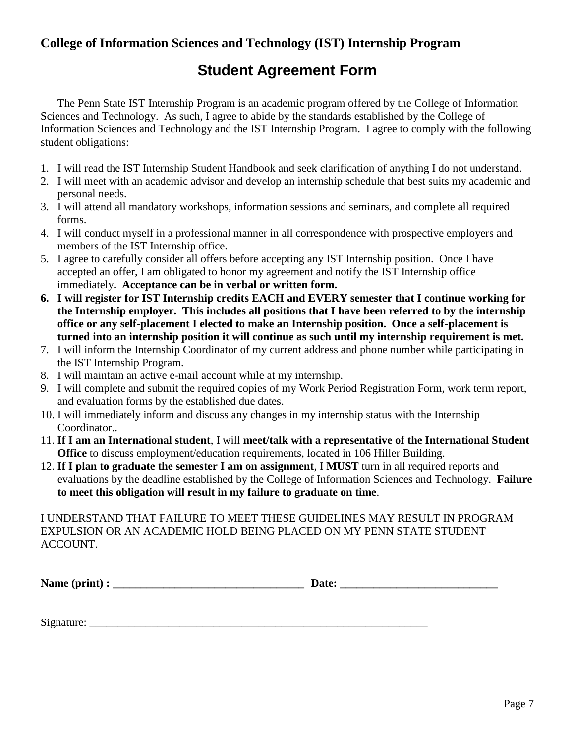**College of Information Sciences and Technology (IST) Internship Program**

# Student Agreement Form

The Penn State IST Internship Program is an academic program offered by the College of Information Sciences and Technology. As such, I agree to abide by the standards established by the College of Information Sciences and Technology and the IST Internship Program. I agree to comply with the following student obligations:

1. I will read the IST Internship Student Handbook and seek clarification of anything I do not understand.
2. I will meet with an academic advisor and develop an internship schedule that best suits my academic and personal needs.
3. I will attend all mandatory workshops, information sessions and seminars, and complete all required forms.
4. I will conduct myself in a professional manner in all correspondence with prospective employers and members of the IST Internship office.
5. I agree to carefully consider all offers before accepting any IST Internship position. Once I have accepted an offer, I am obligated to honor my agreement and notify the IST Internship office immediately**. Acceptance can be in verbal or written form.**
6. **I will register for IST Internship credits EACH and EVERY semester that I continue working for the Internship employer. This includes all positions that I have been referred to by the internship office or any self-placement I elected to make an Internship position. Once a self-placement is turned into an internship position it will continue as such until my internship requirement is met.**
7. I will inform the Internship Coordinator of my current address and phone number while participating in the IST Internship Program.
8. I will maintain an active e-mail account while at my internship.
9. I will complete and submit the required copies of my Work Period Registration Form, work term report, and evaluation forms by the established due dates.
10. I will immediately inform and discuss any changes in my internship status with the Internship Coordinator..
11. **If I am an International student**, I will **meet/talk with a representative of the International Student Office** to discuss employment/education requirements, located in 106 Hiller Building.
12. **If I plan to graduate the semester I am on assignment**, I **MUST** turn in all required reports and evaluations by the deadline established by the College of Information Sciences and Technology. **Failure to meet this obligation will result in my failure to graduate on time**.

I UNDERSTAND THAT FAILURE TO MEET THESE GUIDELINES MAY RESULT IN PROGRAM EXPULSION OR AN ACADEMIC HOLD BEING PLACED ON MY PENN STATE STUDENT ACCOUNT.

**Name (print) : ___________________________________ Date: ____________________________**

Signature: _______________________________________________________________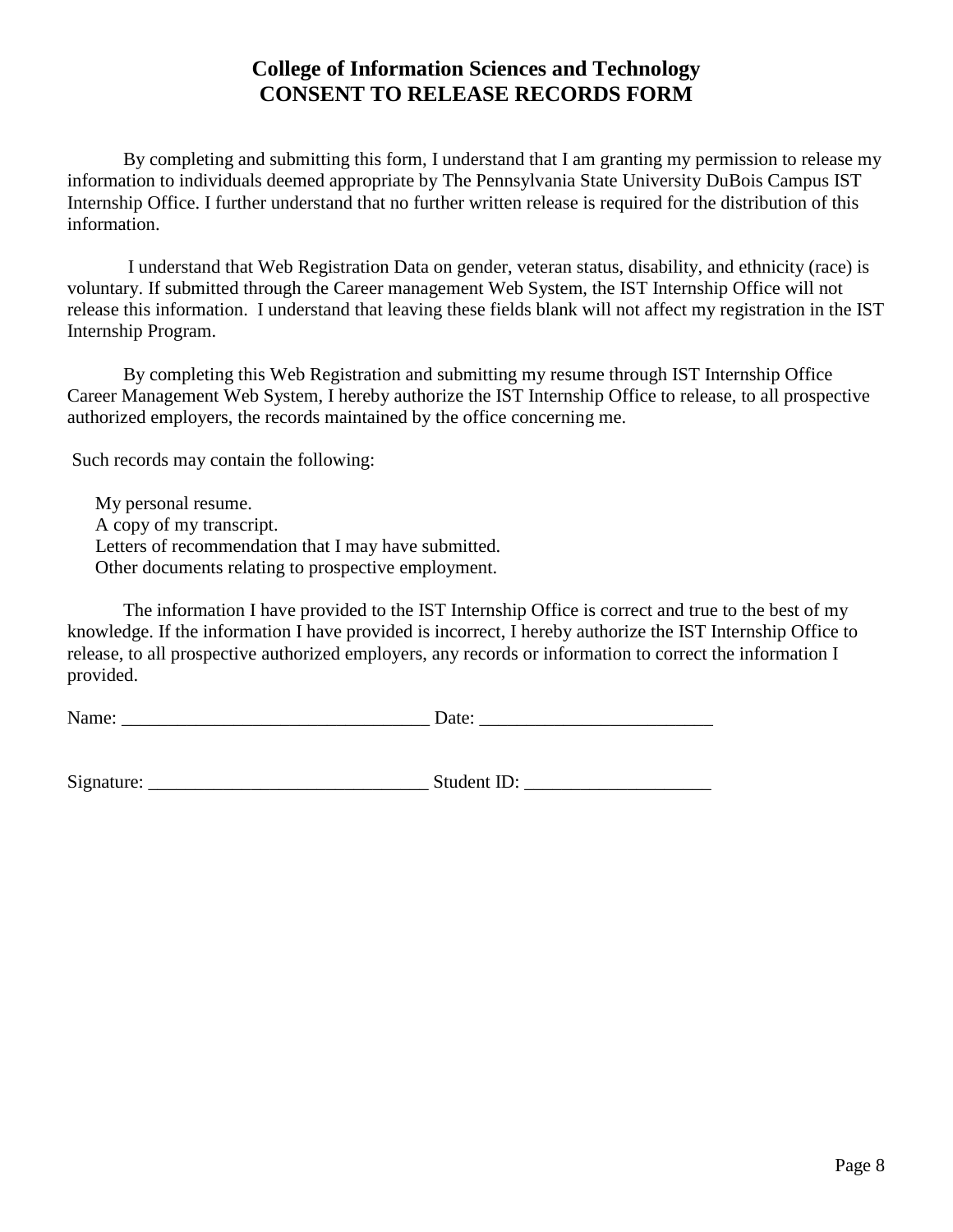# College of Information Sciences and Technology
# CONSENT TO RELEASE RECORDS FORM

By completing and submitting this form, I understand that I am granting my permission to release my information to individuals deemed appropriate by The Pennsylvania State University DuBois Campus IST Internship Office. I further understand that no further written release is required for the distribution of this information.

I understand that Web Registration Data on gender, veteran status, disability, and ethnicity (race) is voluntary. If submitted through the Career management Web System, the IST Internship Office will not release this information. I understand that leaving these fields blank will not affect my registration in the IST Internship Program.

By completing this Web Registration and submitting my resume through IST Internship Office Career Management Web System, I hereby authorize the IST Internship Office to release, to all prospective authorized employers, the records maintained by the office concerning me.

Such records may contain the following:

- My personal resume.
- A copy of my transcript.
- Letters of recommendation that I may have submitted.
- Other documents relating to prospective employment.

The information I have provided to the IST Internship Office is correct and true to the best of my knowledge. If the information I have provided is incorrect, I hereby authorize the IST Internship Office to release, to all prospective authorized employers, any records or information to correct the information I provided.

Name: _________________________________ Date: _________________________

Signature: ______________________________ Student ID: ____________________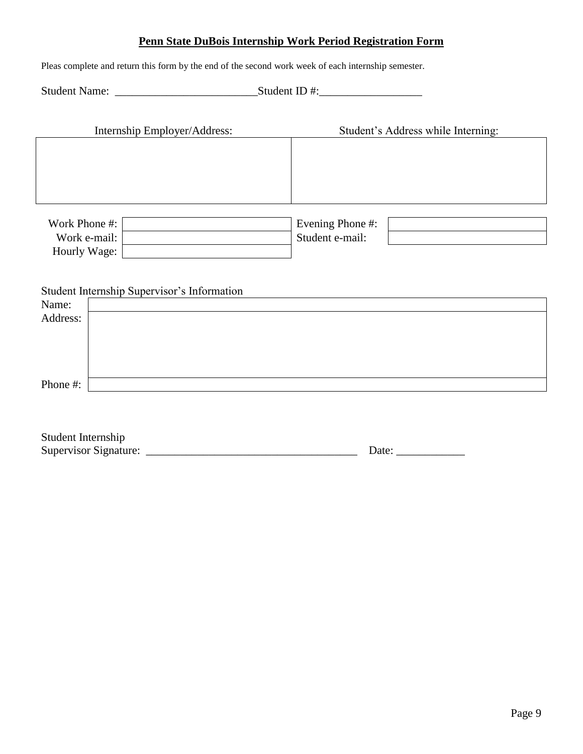## Penn State DuBois Internship Work Period Registration Form

Pleas complete and return this form by the end of the second work week of each internship semester.

Student Name: ________________________Student ID #:_________________

| Internship Employer/Address: | Student's Address while Interning: |
| --- | --- |
| | |

| | | | |
| --- | --- | --- | --- |
| Work Phone #: | | Evening Phone #: | |
| Work e-mail: | | Student e-mail: | |
| Hourly Wage: | | | |

Student Internship Supervisor's Information

| | |
| --- | --- |
| Name: | |
| Address: | |
| Phone #: | |

Student Internship
Supervisor Signature: ____________________________________ Date: ____________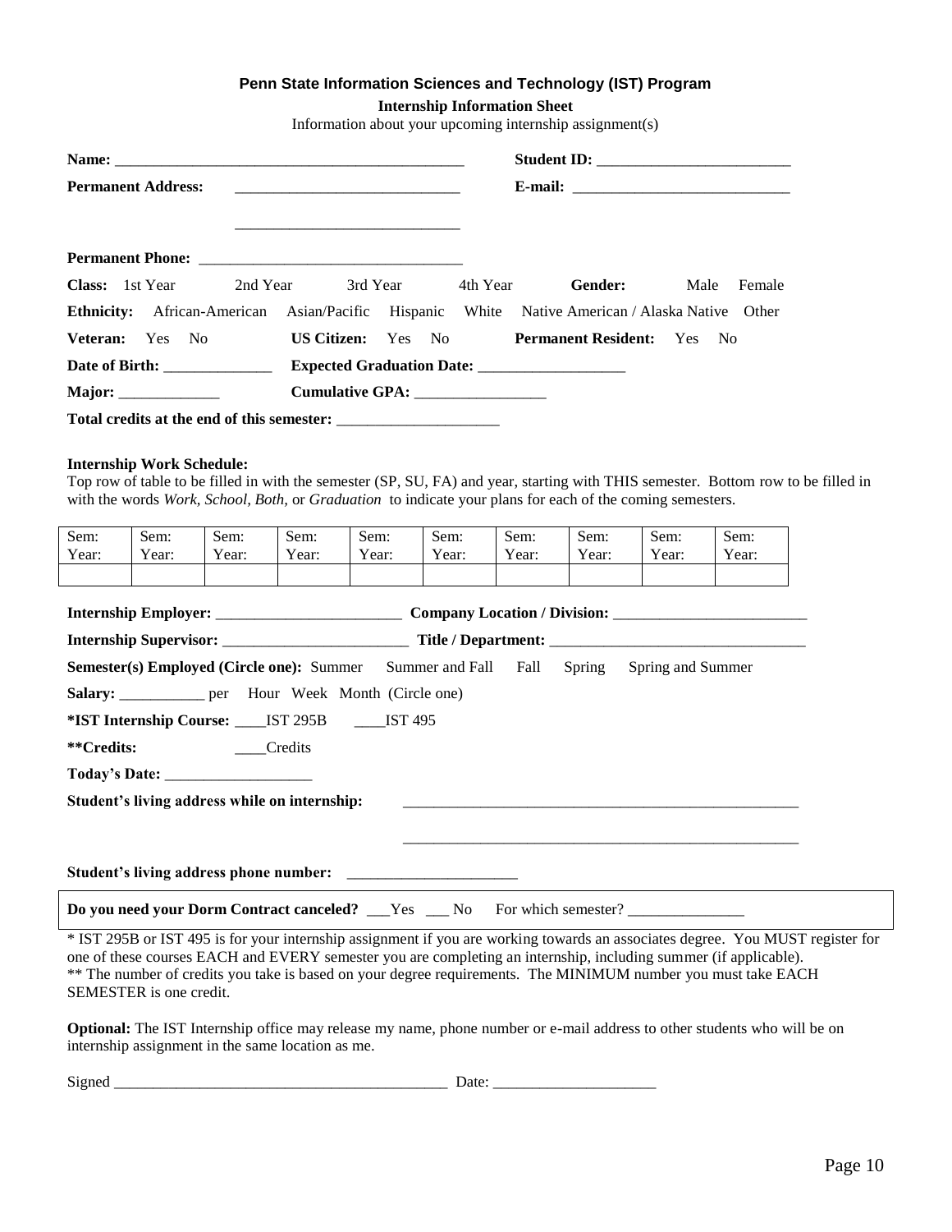**Penn State Information Sciences and Technology (IST) Program**

**Internship Information Sheet**

Information about your upcoming internship assignment(s)

**Name:** ______________________________________________ **Student ID:** _________________________

**Permanent Address:** _____________________________ **E-mail:** ____________________________

_____________________________

**Permanent Phone:** __________________________________

**Class:** 1st Year 2nd Year 3rd Year 4th Year **Gender:** Male Female

**Ethnicity:** African-American Asian/Pacific Hispanic White Native American / Alaska Native Other

**Veteran:** Yes No **US Citizen:** Yes No **Permanent Resident:** Yes No

**Date of Birth:** ______________ **Expected Graduation Date:** ___________________

**Major:** _____________ **Cumulative GPA:** ________________

**Total credits at the end of this semester:** _____________________

**Internship Work Schedule:**

Top row of table to be filled in with the semester (SP, SU, FA) and year, starting with THIS semester. Bottom row to be filled in with the words *Work, School, Both,* or *Graduation* to indicate your plans for each of the coming semesters.

| Sem: Year: | Sem: Year: | Sem: Year: | Sem: Year: | Sem: Year: | Sem: Year: | Sem: Year: | Sem: Year: | Sem: Year: | Sem: Year: |
|---|---|---|---|---|---|---|---|---|---|
| | | | | | | | | | |

**Internship Employer:** ________________________ **Company Location / Division:** ________________________

**Internship Supervisor:** ________________________ **Title / Department:** ________________________________

**Semester(s) Employed (Circle one):** Summer Summer and Fall Fall Spring Spring and Summer

**Salary:** ___________ per Hour Week Month (Circle one)

**\*IST Internship Course:** ____IST 295B ____IST 495

**\*\*Credits:** ____Credits

**Today's Date:** ___________________

**Student's living address while on internship:** ____________________________________________________

____________________________________________________

**Student's living address phone number:** ______________________

**Do you need your Dorm Contract canceled?** ___Yes ___ No For which semester? _______________

\* IST 295B or IST 495 is for your internship assignment if you are working towards an associates degree. You MUST register for one of these courses EACH and EVERY semester you are completing an internship, including summer (if applicable).
\*\* The number of credits you take is based on your degree requirements. The MINIMUM number you must take EACH SEMESTER is one credit.

**Optional:** The IST Internship office may release my name, phone number or e-mail address to other students who will be on internship assignment in the same location as me.

Signed ____________________________________________ Date: _____________________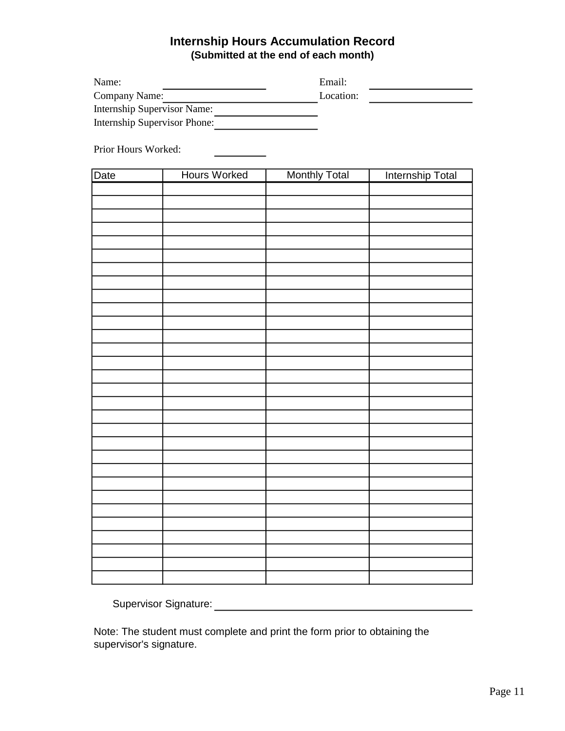# Internship Hours Accumulation Record

**(Submitted at the end of each month)**

Name: ____________________ Email: ____________________

Company Name: ____________________ Location: ____________________

Internship Supervisor Name: ____________________

Internship Supervisor Phone: ____________________

Prior Hours Worked: __________

| Date | Hours Worked | Monthly Total | Internship Total |
|---|---|---|---|
| | | | |
| | | | |
| | | | |
| | | | |
| | | | |
| | | | |
| | | | |
| | | | |
| | | | |
| | | | |
| | | | |
| | | | |
| | | | |
| | | | |
| | | | |
| | | | |
| | | | |
| | | | |
| | | | |
| | | | |
| | | | |
| | | | |
| | | | |
| | | | |
| | | | |
| | | | |
| | | | |
| | | | |
| | | | |
| | | | |

Supervisor Signature: ________________________________________

Note: The student must complete and print the form prior to obtaining the supervisor's signature.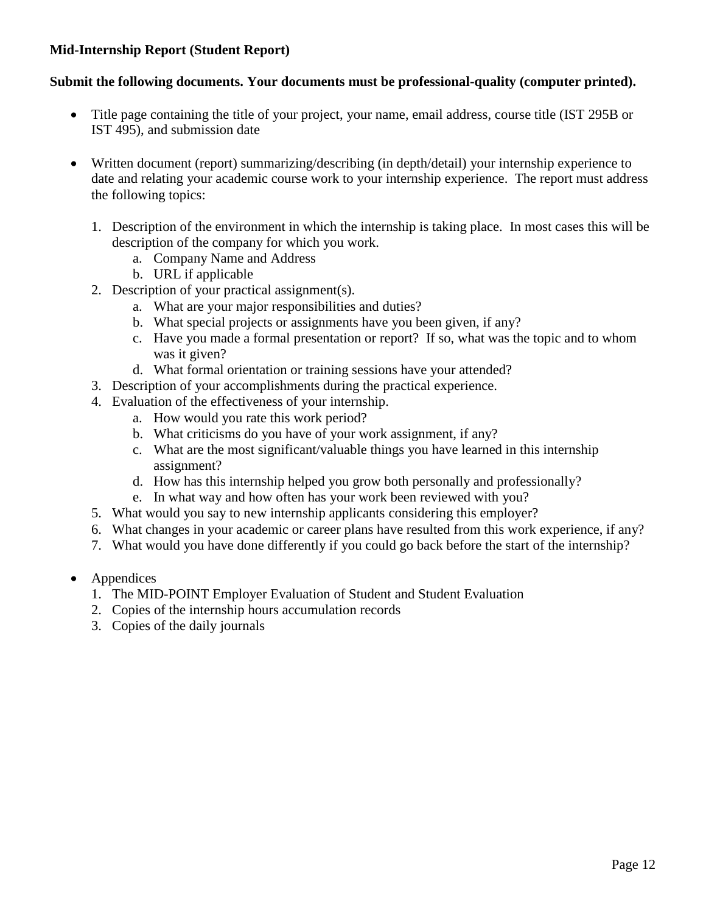**Mid-Internship Report (Student Report)**

**Submit the following documents. Your documents must be professional-quality (computer printed).**

- Title page containing the title of your project, your name, email address, course title (IST 295B or IST 495), and submission date

- Written document (report) summarizing/describing (in depth/detail) your internship experience to date and relating your academic course work to your internship experience. The report must address the following topics:

  1. Description of the environment in which the internship is taking place. In most cases this will be description of the company for which you work.
     a. Company Name and Address
     b. URL if applicable
  2. Description of your practical assignment(s).
     a. What are your major responsibilities and duties?
     b. What special projects or assignments have you been given, if any?
     c. Have you made a formal presentation or report? If so, what was the topic and to whom was it given?
     d. What formal orientation or training sessions have your attended?
  3. Description of your accomplishments during the practical experience.
  4. Evaluation of the effectiveness of your internship.
     a. How would you rate this work period?
     b. What criticisms do you have of your work assignment, if any?
     c. What are the most significant/valuable things you have learned in this internship assignment?
     d. How has this internship helped you grow both personally and professionally?
     e. In what way and how often has your work been reviewed with you?
  5. What would you say to new internship applicants considering this employer?
  6. What changes in your academic or career plans have resulted from this work experience, if any?
  7. What would you have done differently if you could go back before the start of the internship?

- Appendices
  1. The MID-POINT Employer Evaluation of Student and Student Evaluation
  2. Copies of the internship hours accumulation records
  3. Copies of the daily journals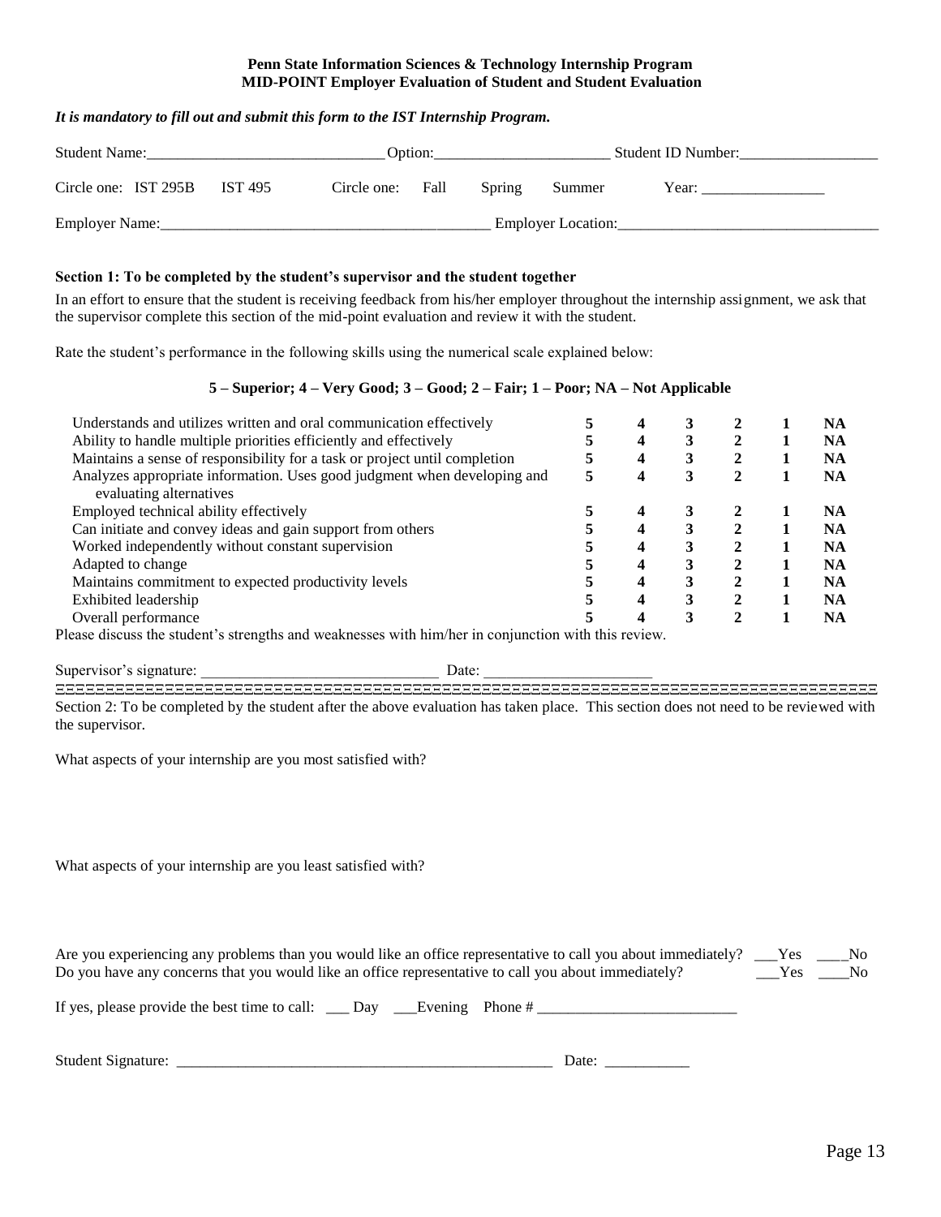**Penn State Information Sciences & Technology Internship Program**
**MID-POINT Employer Evaluation of Student and Student Evaluation**

***It is mandatory to fill out and submit this form to the IST Internship Program.***

Student Name:______________________________ Option:______________________ Student ID Number:__________________

Circle one: IST 295B IST 495 Circle one: Fall Spring Summer Year: ________________

Employer Name:__________________________________________ Employer Location:_________________________________

**Section 1: To be completed by the student's supervisor and the student together**

In an effort to ensure that the student is receiving feedback from his/her employer throughout the internship assignment, we ask that the supervisor complete this section of the mid-point evaluation and review it with the student.

Rate the student's performance in the following skills using the numerical scale explained below:

**5 – Superior; 4 – Very Good; 3 – Good; 2 – Fair; 1 – Poor; NA – Not Applicable**

| | | | | | | |
|---|---|---|---|---|---|---|
| Understands and utilizes written and oral communication effectively | **5** | **4** | **3** | **2** | **1** | **NA** |
| Ability to handle multiple priorities efficiently and effectively | **5** | **4** | **3** | **2** | **1** | **NA** |
| Maintains a sense of responsibility for a task or project until completion | **5** | **4** | **3** | **2** | **1** | **NA** |
| Analyzes appropriate information. Uses good judgment when developing and evaluating alternatives | **5** | **4** | **3** | **2** | **1** | **NA** |
| Employed technical ability effectively | **5** | **4** | **3** | **2** | **1** | **NA** |
| Can initiate and convey ideas and gain support from others | **5** | **4** | **3** | **2** | **1** | **NA** |
| Worked independently without constant supervision | **5** | **4** | **3** | **2** | **1** | **NA** |
| Adapted to change | **5** | **4** | **3** | **2** | **1** | **NA** |
| Maintains commitment to expected productivity levels | **5** | **4** | **3** | **2** | **1** | **NA** |
| Exhibited leadership | **5** | **4** | **3** | **2** | **1** | **NA** |
| Overall performance | **5** | **4** | **3** | **2** | **1** | **NA** |

Please discuss the student's strengths and weaknesses with him/her in conjunction with this review.

Supervisor's signature: ______________________________ Date: _____________________

---

Section 2: To be completed by the student after the above evaluation has taken place. This section does not need to be reviewed with the supervisor.

What aspects of your internship are you most satisfied with?

What aspects of your internship are you least satisfied with?

Are you experiencing any problems than you would like an office representative to call you about immediately? ___Yes ____No

Do you have any concerns that you would like an office representative to call you about immediately? ___Yes ____No

If yes, please provide the best time to call: ___ Day ___Evening Phone # __________________________

Student Signature: ___________________________________________________ Date: ___________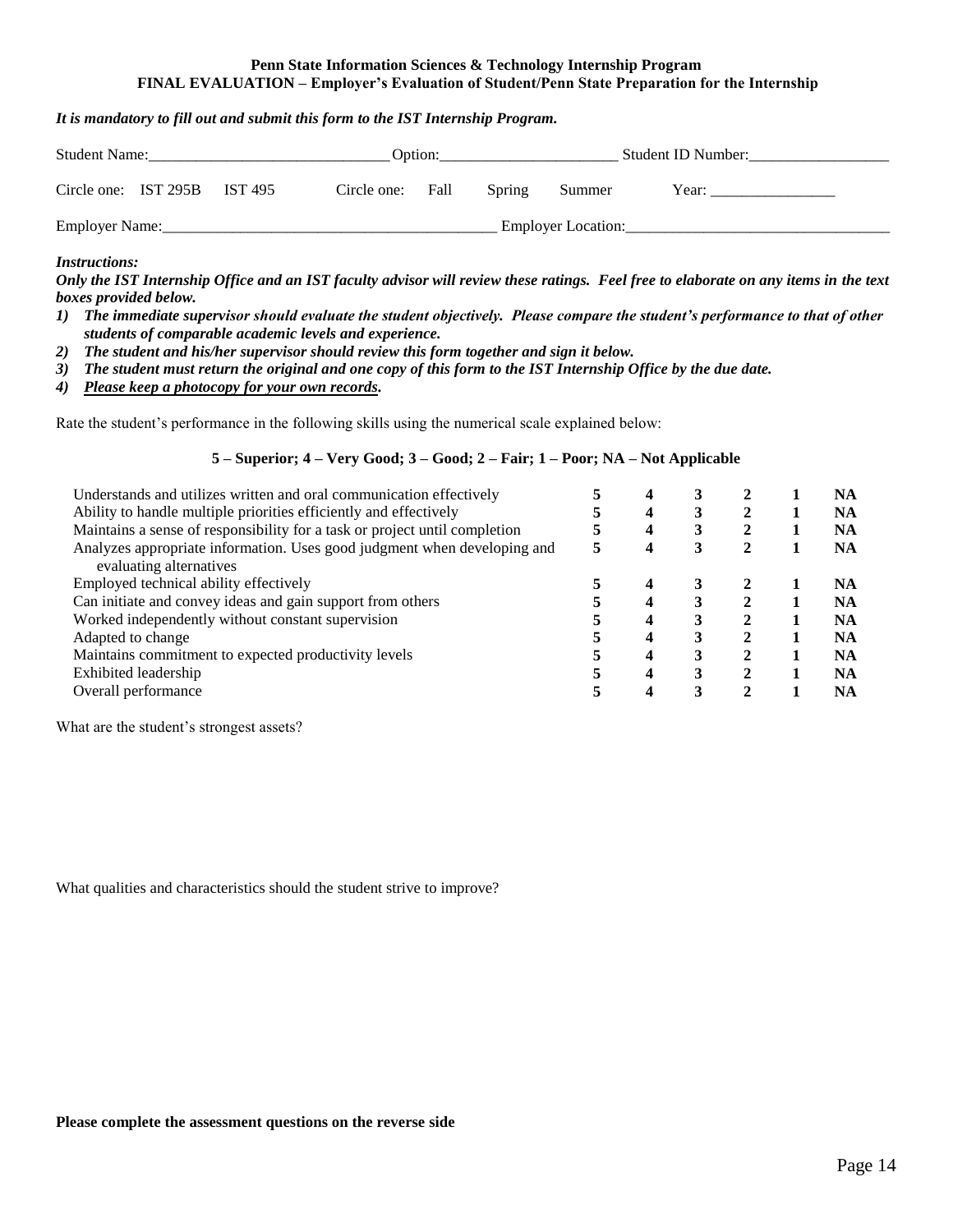**Penn State Information Sciences & Technology Internship Program**
**FINAL EVALUATION – Employer's Evaluation of Student/Penn State Preparation for the Internship**

***It is mandatory to fill out and submit this form to the IST Internship Program.***

Student Name:______________________________ Option:______________________ Student ID Number:__________________

Circle one: IST 295B IST 495 Circle one: Fall Spring Summer Year: ________________

Employer Name:___________________________________________ Employer Location:__________________________________

***Instructions:***

***Only the IST Internship Office and an IST faculty advisor will review these ratings. Feel free to elaborate on any items in the text boxes provided below.***

1) ***The immediate supervisor should evaluate the student objectively. Please compare the student's performance to that of other students of comparable academic levels and experience.***
2) ***The student and his/her supervisor should review this form together and sign it below.***
3) ***The student must return the original and one copy of this form to the IST Internship Office by the due date.***
4) ***Please keep a photocopy for your own records.***

Rate the student's performance in the following skills using the numerical scale explained below:

**5 – Superior; 4 – Very Good; 3 – Good; 2 – Fair; 1 – Poor; NA – Not Applicable**

| Skill | | | | | | |
|---|---|---|---|---|---|---|
| Understands and utilizes written and oral communication effectively | **5** | **4** | **3** | **2** | **1** | **NA** |
| Ability to handle multiple priorities efficiently and effectively | **5** | **4** | **3** | **2** | **1** | **NA** |
| Maintains a sense of responsibility for a task or project until completion | **5** | **4** | **3** | **2** | **1** | **NA** |
| Analyzes appropriate information. Uses good judgment when developing and evaluating alternatives | **5** | **4** | **3** | **2** | **1** | **NA** |
| Employed technical ability effectively | **5** | **4** | **3** | **2** | **1** | **NA** |
| Can initiate and convey ideas and gain support from others | **5** | **4** | **3** | **2** | **1** | **NA** |
| Worked independently without constant supervision | **5** | **4** | **3** | **2** | **1** | **NA** |
| Adapted to change | **5** | **4** | **3** | **2** | **1** | **NA** |
| Maintains commitment to expected productivity levels | **5** | **4** | **3** | **2** | **1** | **NA** |
| Exhibited leadership | **5** | **4** | **3** | **2** | **1** | **NA** |
| Overall performance | **5** | **4** | **3** | **2** | **1** | **NA** |

What are the student's strongest assets?

What qualities and characteristics should the student strive to improve?

**Please complete the assessment questions on the reverse side**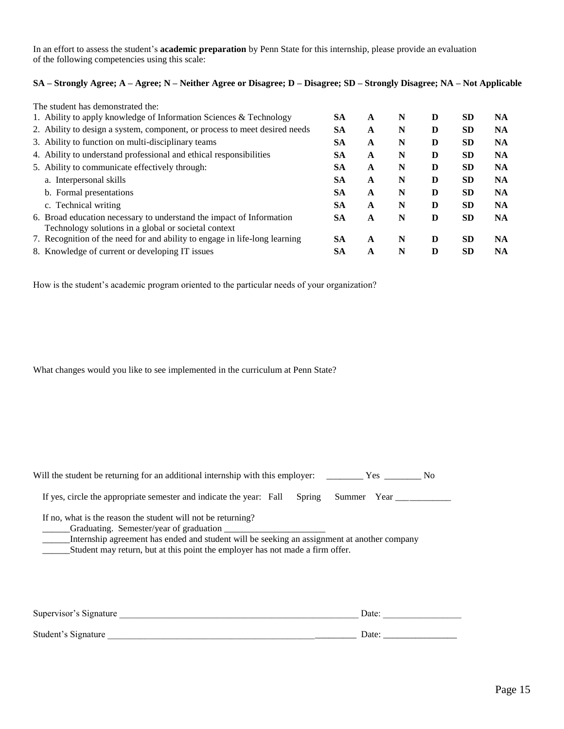In an effort to assess the student's **academic preparation** by Penn State for this internship, please provide an evaluation of the following competencies using this scale:

**SA – Strongly Agree; A – Agree; N – Neither Agree or Disagree; D – Disagree; SD – Strongly Disagree; NA – Not Applicable**

| The student has demonstrated the: | | | | | | |
|---|---|---|---|---|---|---|
| 1. Ability to apply knowledge of Information Sciences & Technology | **SA** | **A** | **N** | **D** | **SD** | **NA** |
| 2. Ability to design a system, component, or process to meet desired needs | **SA** | **A** | **N** | **D** | **SD** | **NA** |
| 3. Ability to function on multi-disciplinary teams | **SA** | **A** | **N** | **D** | **SD** | **NA** |
| 4. Ability to understand professional and ethical responsibilities | **SA** | **A** | **N** | **D** | **SD** | **NA** |
| 5. Ability to communicate effectively through: | **SA** | **A** | **N** | **D** | **SD** | **NA** |
| a. Interpersonal skills | **SA** | **A** | **N** | **D** | **SD** | **NA** |
| b. Formal presentations | **SA** | **A** | **N** | **D** | **SD** | **NA** |
| c. Technical writing | **SA** | **A** | **N** | **D** | **SD** | **NA** |
| 6. Broad education necessary to understand the impact of Information Technology solutions in a global or societal context | **SA** | **A** | **N** | **D** | **SD** | **NA** |
| 7. Recognition of the need for and ability to engage in life-long learning | **SA** | **A** | **N** | **D** | **SD** | **NA** |
| 8. Knowledge of current or developing IT issues | **SA** | **A** | **N** | **D** | **SD** | **NA** |

How is the student's academic program oriented to the particular needs of your organization?

What changes would you like to see implemented in the curriculum at Penn State?

Will the student be returning for an additional internship with this employer: ________ Yes ________ No

If yes, circle the appropriate semester and indicate the year: Fall Spring Summer Year ____________

If no, what is the reason the student will not be returning?

______Graduating. Semester/year of graduation ______________________

______Internship agreement has ended and student will be seeking an assignment at another company

______Student may return, but at this point the employer has not made a firm offer.

Supervisor's Signature ______________________________________________________ Date: _________________

Student's Signature ______________________________________________________ Date: ________________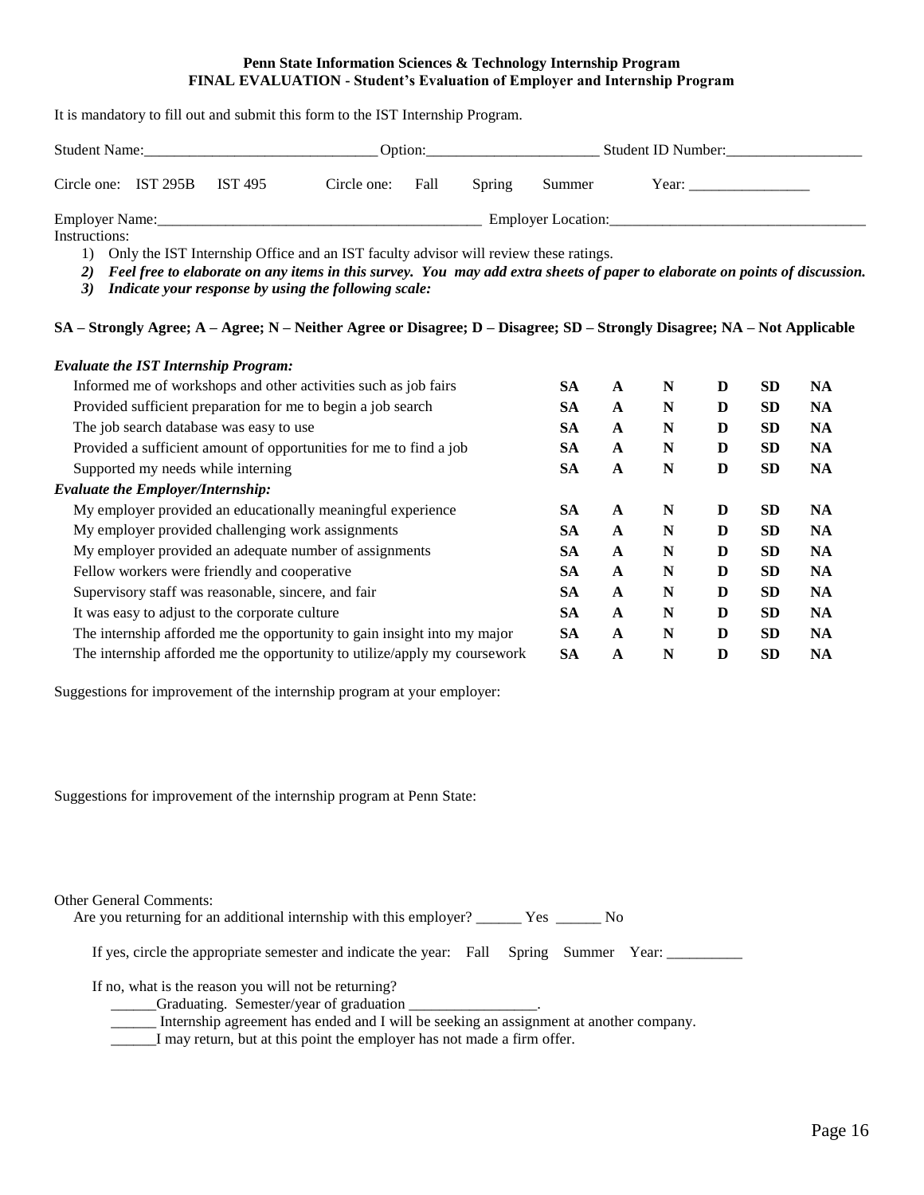**Penn State Information Sciences & Technology Internship Program**
**FINAL EVALUATION - Student's Evaluation of Employer and Internship Program**

It is mandatory to fill out and submit this form to the IST Internship Program.

Student Name:______________________________ Option:______________________ Student ID Number:__________________

Circle one: IST 295B IST 495 Circle one: Fall Spring Summer Year: ________________

Employer Name:____________________________________________ Employer Location:_________________________________

Instructions:

1) Only the IST Internship Office and an IST faculty advisor will review these ratings.
2) ***Feel free to elaborate on any items in this survey. You may add extra sheets of paper to elaborate on points of discussion.***
3) ***Indicate your response by using the following scale:***

**SA – Strongly Agree; A – Agree; N – Neither Agree or Disagree; D – Disagree; SD – Strongly Disagree; NA – Not Applicable**

| | | | | | | |
|---|---|---|---|---|---|---|
| ***Evaluate the IST Internship Program:*** | | | | | | |
| Informed me of workshops and other activities such as job fairs | **SA** | **A** | **N** | **D** | **SD** | **NA** |
| Provided sufficient preparation for me to begin a job search | **SA** | **A** | **N** | **D** | **SD** | **NA** |
| The job search database was easy to use | **SA** | **A** | **N** | **D** | **SD** | **NA** |
| Provided a sufficient amount of opportunities for me to find a job | **SA** | **A** | **N** | **D** | **SD** | **NA** |
| Supported my needs while interning | **SA** | **A** | **N** | **D** | **SD** | **NA** |
| ***Evaluate the Employer/Internship:*** | | | | | | |
| My employer provided an educationally meaningful experience | **SA** | **A** | **N** | **D** | **SD** | **NA** |
| My employer provided challenging work assignments | **SA** | **A** | **N** | **D** | **SD** | **NA** |
| My employer provided an adequate number of assignments | **SA** | **A** | **N** | **D** | **SD** | **NA** |
| Fellow workers were friendly and cooperative | **SA** | **A** | **N** | **D** | **SD** | **NA** |
| Supervisory staff was reasonable, sincere, and fair | **SA** | **A** | **N** | **D** | **SD** | **NA** |
| It was easy to adjust to the corporate culture | **SA** | **A** | **N** | **D** | **SD** | **NA** |
| The internship afforded me the opportunity to gain insight into my major | **SA** | **A** | **N** | **D** | **SD** | **NA** |
| The internship afforded me the opportunity to utilize/apply my coursework | **SA** | **A** | **N** | **D** | **SD** | **NA** |

Suggestions for improvement of the internship program at your employer:

Suggestions for improvement of the internship program at Penn State:

Other General Comments:

Are you returning for an additional internship with this employer? ______ Yes ______ No

If yes, circle the appropriate semester and indicate the year: Fall Spring Summer Year: __________

If no, what is the reason you will not be returning?

______Graduating. Semester/year of graduation _________________.

______ Internship agreement has ended and I will be seeking an assignment at another company.

______I may return, but at this point the employer has not made a firm offer.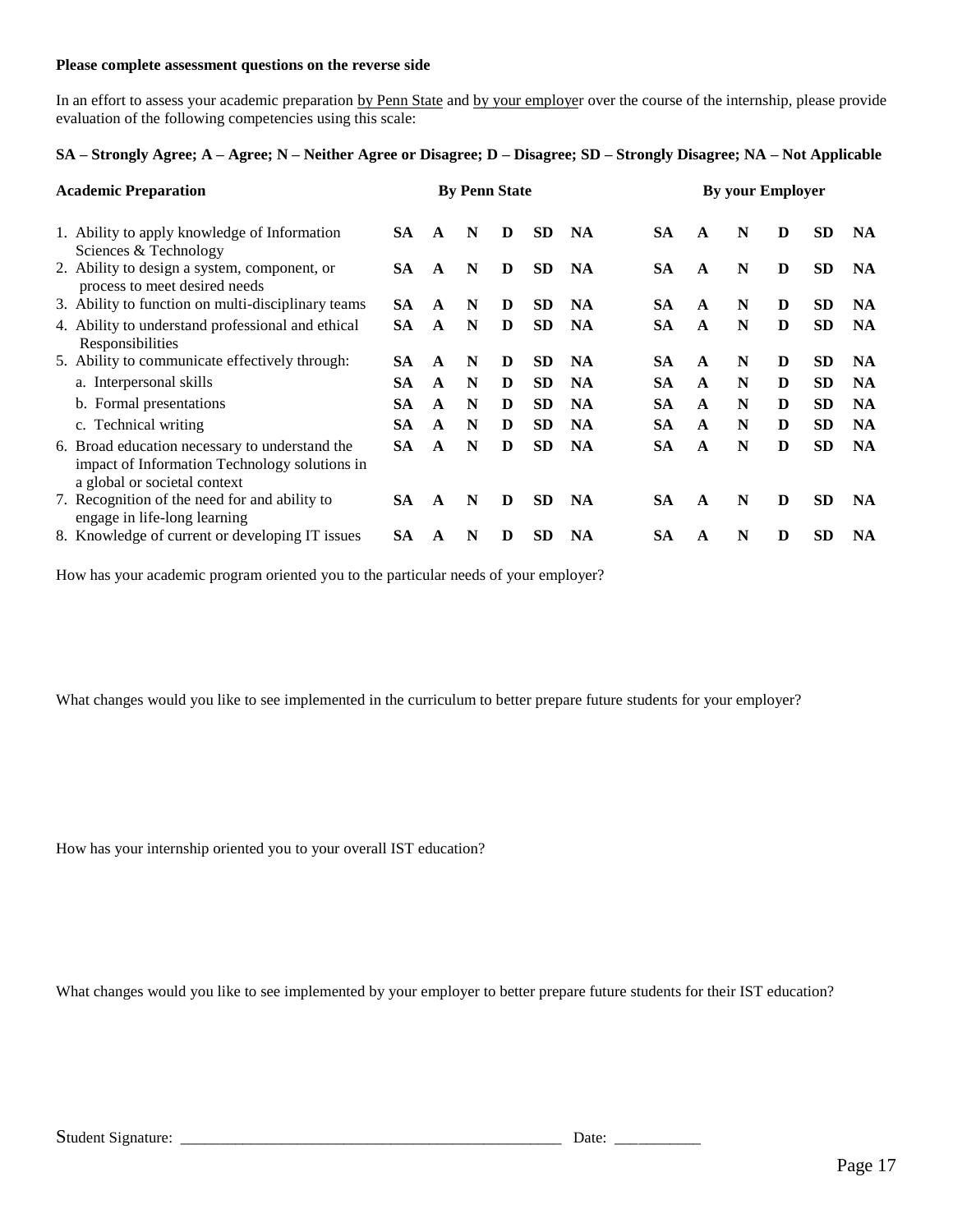**Please complete assessment questions on the reverse side**

In an effort to assess your academic preparation by Penn State and by your employer over the course of the internship, please provide evaluation of the following competencies using this scale:

**SA – Strongly Agree; A – Agree; N – Neither Agree or Disagree; D – Disagree; SD – Strongly Disagree; NA – Not Applicable**

| **Academic Preparation** | **By Penn State** | | | | | | **By your Employer** | | | | | |
|---|---|---|---|---|---|---|---|---|---|---|---|---|
| 1. Ability to apply knowledge of Information Sciences & Technology | **SA** | **A** | **N** | **D** | **SD** | **NA** | **SA** | **A** | **N** | **D** | **SD** | **NA** |
| 2. Ability to design a system, component, or process to meet desired needs | **SA** | **A** | **N** | **D** | **SD** | **NA** | **SA** | **A** | **N** | **D** | **SD** | **NA** |
| 3. Ability to function on multi-disciplinary teams | **SA** | **A** | **N** | **D** | **SD** | **NA** | **SA** | **A** | **N** | **D** | **SD** | **NA** |
| 4. Ability to understand professional and ethical Responsibilities | **SA** | **A** | **N** | **D** | **SD** | **NA** | **SA** | **A** | **N** | **D** | **SD** | **NA** |
| 5. Ability to communicate effectively through: | **SA** | **A** | **N** | **D** | **SD** | **NA** | **SA** | **A** | **N** | **D** | **SD** | **NA** |
| a. Interpersonal skills | **SA** | **A** | **N** | **D** | **SD** | **NA** | **SA** | **A** | **N** | **D** | **SD** | **NA** |
| b. Formal presentations | **SA** | **A** | **N** | **D** | **SD** | **NA** | **SA** | **A** | **N** | **D** | **SD** | **NA** |
| c. Technical writing | **SA** | **A** | **N** | **D** | **SD** | **NA** | **SA** | **A** | **N** | **D** | **SD** | **NA** |
| 6. Broad education necessary to understand the impact of Information Technology solutions in a global or societal context | **SA** | **A** | **N** | **D** | **SD** | **NA** | **SA** | **A** | **N** | **D** | **SD** | **NA** |
| 7. Recognition of the need for and ability to engage in life-long learning | **SA** | **A** | **N** | **D** | **SD** | **NA** | **SA** | **A** | **N** | **D** | **SD** | **NA** |
| 8. Knowledge of current or developing IT issues | **SA** | **A** | **N** | **D** | **SD** | **NA** | **SA** | **A** | **N** | **D** | **SD** | **NA** |

How has your academic program oriented you to the particular needs of your employer?

What changes would you like to see implemented in the curriculum to better prepare future students for your employer?

How has your internship oriented you to your overall IST education?

What changes would you like to see implemented by your employer to better prepare future students for their IST education?

Student Signature: _______________________________________________ Date: __________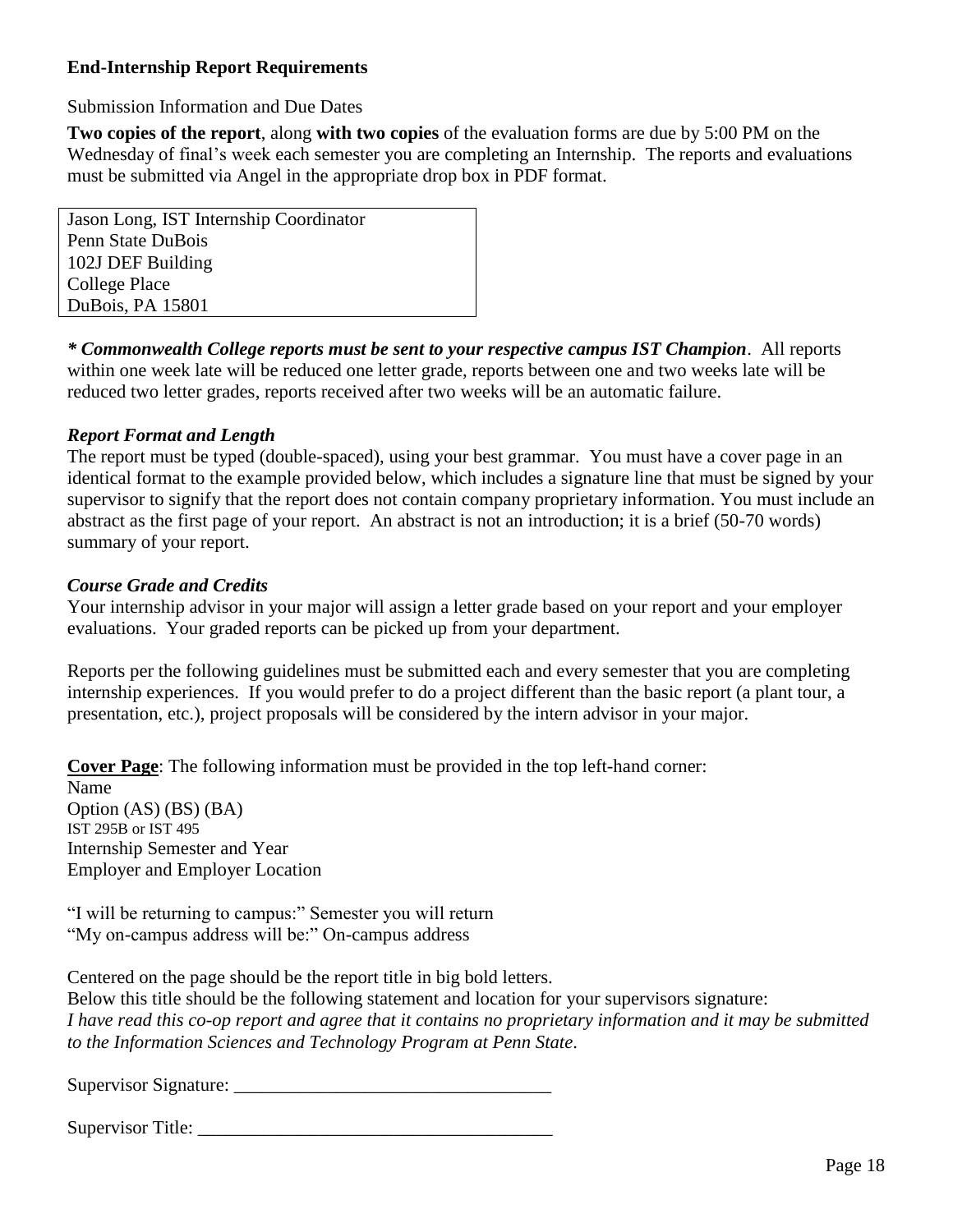**End-Internship Report Requirements**

Submission Information and Due Dates

**Two copies of the report**, along **with two copies** of the evaluation forms are due by 5:00 PM on the Wednesday of final's week each semester you are completing an Internship. The reports and evaluations must be submitted via Angel in the appropriate drop box in PDF format.

| Jason Long, IST Internship Coordinator<br>Penn State DuBois<br>102J DEF Building<br>College Place<br>DuBois, PA 15801 |
|---|

***\* Commonwealth College reports must be sent to your respective campus IST Champion***. All reports within one week late will be reduced one letter grade, reports between one and two weeks late will be reduced two letter grades, reports received after two weeks will be an automatic failure.

***Report Format and Length***
The report must be typed (double-spaced), using your best grammar. You must have a cover page in an identical format to the example provided below, which includes a signature line that must be signed by your supervisor to signify that the report does not contain company proprietary information. You must include an abstract as the first page of your report. An abstract is not an introduction; it is a brief (50-70 words) summary of your report.

***Course Grade and Credits***
Your internship advisor in your major will assign a letter grade based on your report and your employer evaluations. Your graded reports can be picked up from your department.

Reports per the following guidelines must be submitted each and every semester that you are completing internship experiences. If you would prefer to do a project different than the basic report (a plant tour, a presentation, etc.), project proposals will be considered by the intern advisor in your major.

**Cover Page**: The following information must be provided in the top left-hand corner:
Name
Option (AS) (BS) (BA)
IST 295B or IST 495
Internship Semester and Year
Employer and Employer Location

"I will be returning to campus:" Semester you will return
"My on-campus address will be:" On-campus address

Centered on the page should be the report title in big bold letters.
Below this title should be the following statement and location for your supervisors signature:
*I have read this co-op report and agree that it contains no proprietary information and it may be submitted to the Information Sciences and Technology Program at Penn State*.

Supervisor Signature: ___________________________________

Supervisor Title: ______________________________________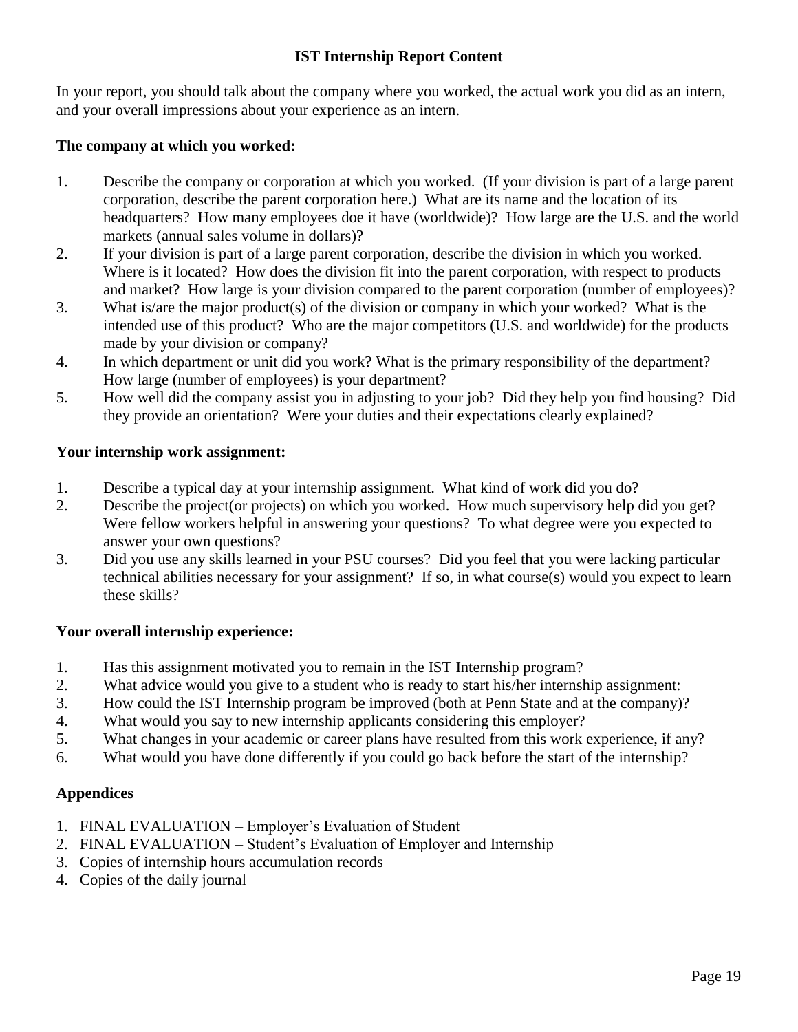# IST Internship Report Content

In your report, you should talk about the company where you worked, the actual work you did as an intern, and your overall impressions about your experience as an intern.

## The company at which you worked:

1. Describe the company or corporation at which you worked. (If your division is part of a large parent corporation, describe the parent corporation here.) What are its name and the location of its headquarters? How many employees doe it have (worldwide)? How large are the U.S. and the world markets (annual sales volume in dollars)?
2. If your division is part of a large parent corporation, describe the division in which you worked. Where is it located? How does the division fit into the parent corporation, with respect to products and market? How large is your division compared to the parent corporation (number of employees)?
3. What is/are the major product(s) of the division or company in which your worked? What is the intended use of this product? Who are the major competitors (U.S. and worldwide) for the products made by your division or company?
4. In which department or unit did you work? What is the primary responsibility of the department? How large (number of employees) is your department?
5. How well did the company assist you in adjusting to your job? Did they help you find housing? Did they provide an orientation? Were your duties and their expectations clearly explained?

## Your internship work assignment:

1. Describe a typical day at your internship assignment. What kind of work did you do?
2. Describe the project(or projects) on which you worked. How much supervisory help did you get? Were fellow workers helpful in answering your questions? To what degree were you expected to answer your own questions?
3. Did you use any skills learned in your PSU courses? Did you feel that you were lacking particular technical abilities necessary for your assignment? If so, in what course(s) would you expect to learn these skills?

## Your overall internship experience:

1. Has this assignment motivated you to remain in the IST Internship program?
2. What advice would you give to a student who is ready to start his/her internship assignment:
3. How could the IST Internship program be improved (both at Penn State and at the company)?
4. What would you say to new internship applicants considering this employer?
5. What changes in your academic or career plans have resulted from this work experience, if any?
6. What would you have done differently if you could go back before the start of the internship?

## Appendices

1. FINAL EVALUATION – Employer's Evaluation of Student
2. FINAL EVALUATION – Student's Evaluation of Employer and Internship
3. Copies of internship hours accumulation records
4. Copies of the daily journal